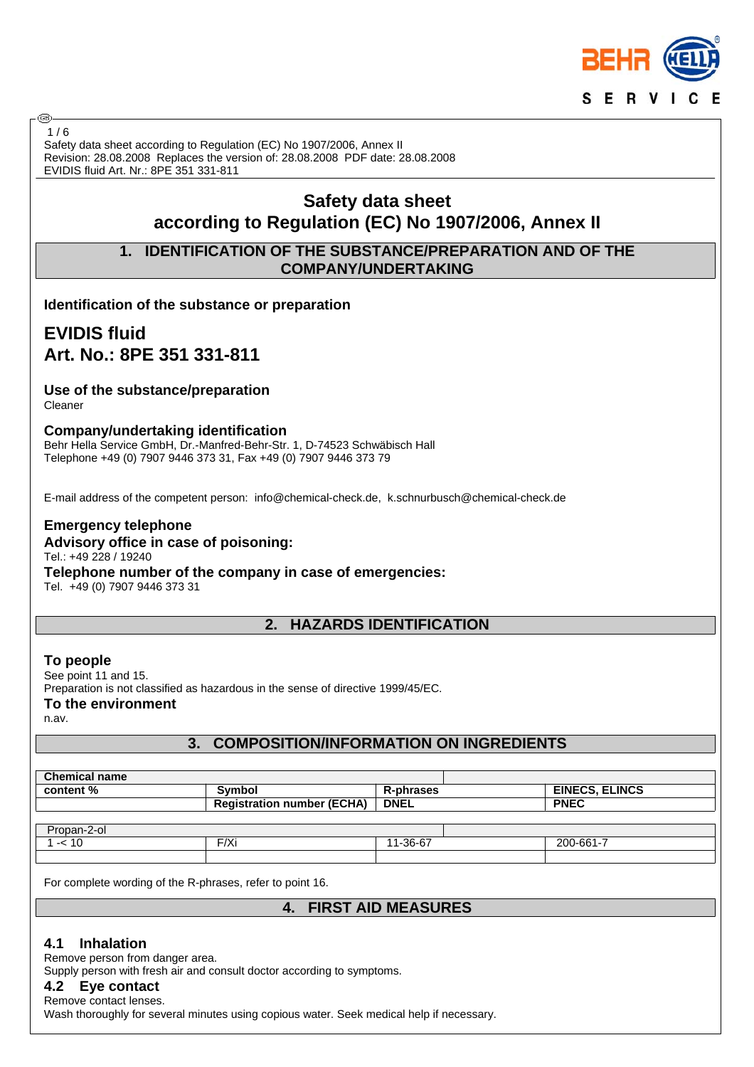Safety data sheet according to Regulation (EC) No 1907/2006, Annex II
Revision: 28.08.2008 Replaces the version of: 28.08.2008 PDF date: 28.08.2008
EVIDIS fluid Art. Nr.: 8PE 351 331-811

# Safety data sheet
# according to Regulation (EC) No 1907/2006, Annex II

## 1. IDENTIFICATION OF THE SUBSTANCE/PREPARATION AND OF THE COMPANY/UNDERTAKING

### Identification of the substance or preparation

## EVIDIS fluid
## Art. No.: 8PE 351 331-811

### Use of the substance/preparation
Cleaner

### Company/undertaking identification
Behr Hella Service GmbH, Dr.-Manfred-Behr-Str. 1, D-74523 Schwäbisch Hall
Telephone +49 (0) 7907 9446 373 31, Fax +49 (0) 7907 9446 373 79

E-mail address of the competent person: info@chemical-check.de, k.schnurbusch@chemical-check.de

### Emergency telephone
### Advisory office in case of poisoning:
Tel.: +49 228 / 19240
### Telephone number of the company in case of emergencies:
Tel. +49 (0) 7907 9446 373 31

## 2. HAZARDS IDENTIFICATION

### To people
See point 11 and 15.
Preparation is not classified as hazardous in the sense of directive 1999/45/EC.
### To the environment
n.av.

## 3. COMPOSITION/INFORMATION ON INGREDIENTS

| **Chemical name** | | | |
|---|---|---|---|
| **content %** | **Symbol** | **R-phrases** | **EINECS, ELINCS** |
| | **Registration number (ECHA)** | **DNEL** | **PNEC** |
| Propan-2-ol | | | |
| 1 -< 10 | F/Xi | 11-36-67 | 200-661-7 |
| | | | |

For complete wording of the R-phrases, refer to point 16.

## 4. FIRST AID MEASURES

### 4.1 Inhalation
Remove person from danger area.
Supply person with fresh air and consult doctor according to symptoms.
### 4.2 Eye contact
Remove contact lenses.
Wash thoroughly for several minutes using copious water. Seek medical help if necessary.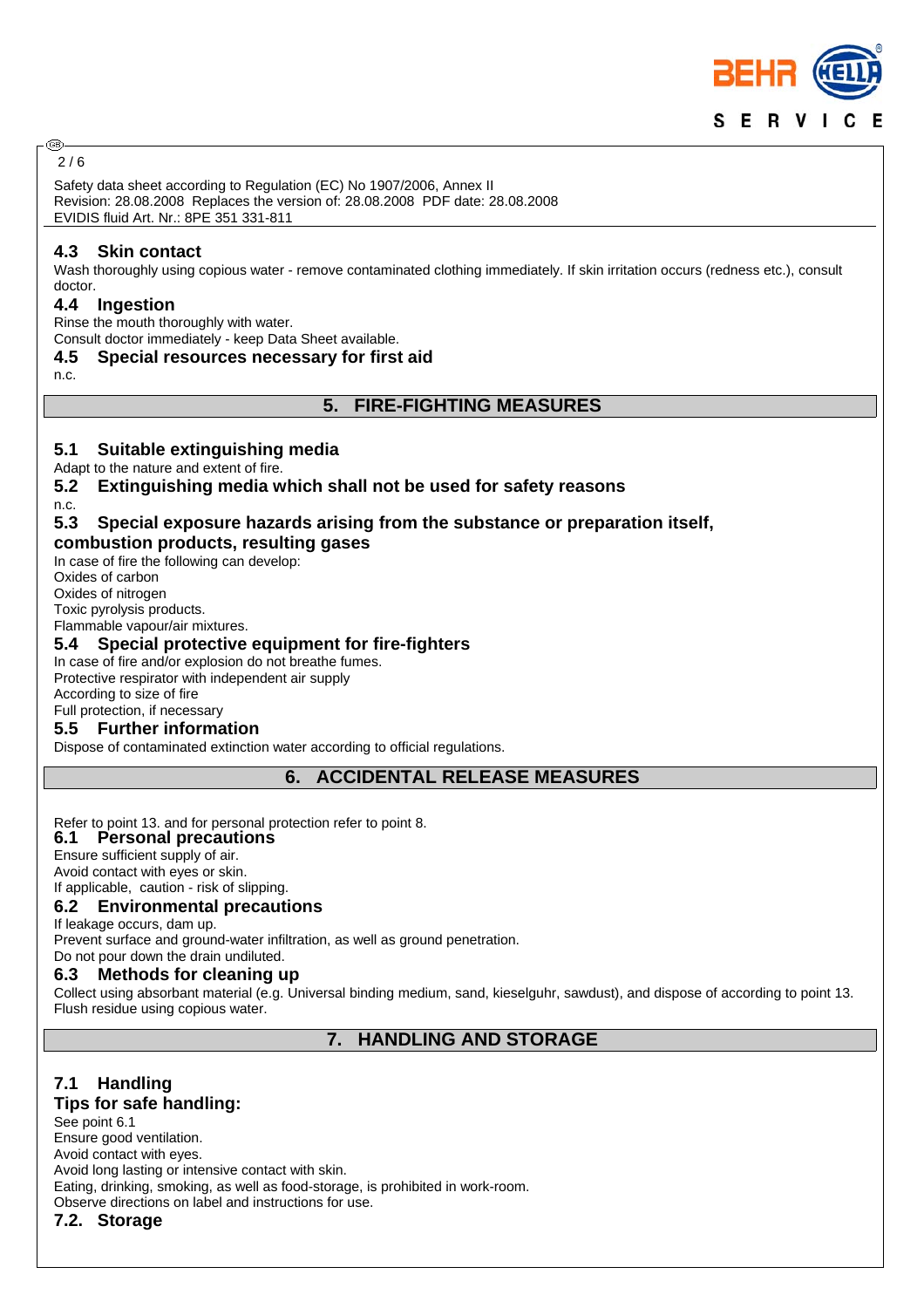Safety data sheet according to Regulation (EC) No 1907/2006, Annex II
Revision: 28.08.2008 Replaces the version of: 28.08.2008 PDF date: 28.08.2008
EVIDIS fluid Art. Nr.: 8PE 351 331-811

### 4.3 Skin contact

Wash thoroughly using copious water - remove contaminated clothing immediately. If skin irritation occurs (redness etc.), consult doctor.

### 4.4 Ingestion

Rinse the mouth thoroughly with water.
Consult doctor immediately - keep Data Sheet available.

### 4.5 Special resources necessary for first aid

n.c.

## 5. FIRE-FIGHTING MEASURES

### 5.1 Suitable extinguishing media

Adapt to the nature and extent of fire.

### 5.2 Extinguishing media which shall not be used for safety reasons

n.c.

### 5.3 Special exposure hazards arising from the substance or preparation itself, combustion products, resulting gases

In case of fire the following can develop:
Oxides of carbon
Oxides of nitrogen
Toxic pyrolysis products.
Flammable vapour/air mixtures.

### 5.4 Special protective equipment for fire-fighters

In case of fire and/or explosion do not breathe fumes.
Protective respirator with independent air supply
According to size of fire
Full protection, if necessary

### 5.5 Further information

Dispose of contaminated extinction water according to official regulations.

## 6. ACCIDENTAL RELEASE MEASURES

Refer to point 13. and for personal protection refer to point 8.

### 6.1 Personal precautions

Ensure sufficient supply of air.
Avoid contact with eyes or skin.
If applicable, caution - risk of slipping.

### 6.2 Environmental precautions

If leakage occurs, dam up.
Prevent surface and ground-water infiltration, as well as ground penetration.
Do not pour down the drain undiluted.

### 6.3 Methods for cleaning up

Collect using absorbant material (e.g. Universal binding medium, sand, kieselguhr, sawdust), and dispose of according to point 13.
Flush residue using copious water.

## 7. HANDLING AND STORAGE

### 7.1 Handling

**Tips for safe handling:**

See point 6.1
Ensure good ventilation.
Avoid contact with eyes.
Avoid long lasting or intensive contact with skin.
Eating, drinking, smoking, as well as food-storage, is prohibited in work-room.
Observe directions on label and instructions for use.

### 7.2. Storage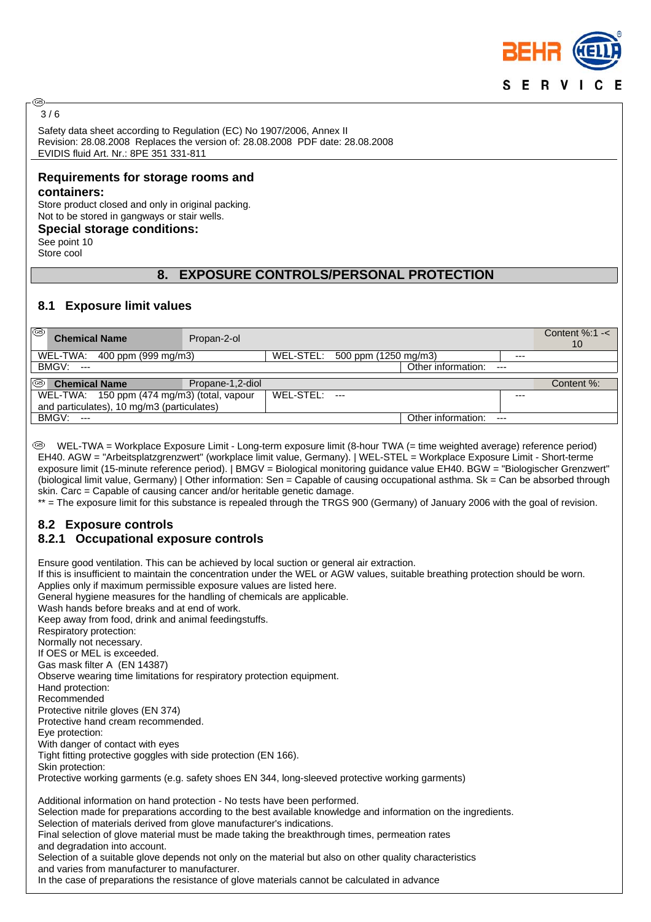Safety data sheet according to Regulation (EC) No 1907/2006, Annex II
Revision: 28.08.2008 Replaces the version of: 28.08.2008 PDF date: 28.08.2008
EVIDIS fluid Art. Nr.: 8PE 351 331-811

### Requirements for storage rooms and containers:

Store product closed and only in original packing.
Not to be stored in gangways or stair wells.

### Special storage conditions:

See point 10
Store cool

## 8. EXPOSURE CONTROLS/PERSONAL PROTECTION

### 8.1 Exposure limit values

| **Chemical Name** | Propan-2-ol | | | Content %:1 -< 10 |
|---|---|---|---|---|
| WEL-TWA: 400 ppm (999 mg/m3) | | WEL-STEL: 500 ppm (1250 mg/m3) | | --- |
| BMGV: --- | | | Other information: --- | |

| **Chemical Name** | Propane-1,2-diol | | | Content %: |
|---|---|---|---|---|
| WEL-TWA: 150 ppm (474 mg/m3) (total, vapour and particulates), 10 mg/m3 (particulates) | | WEL-STEL: --- | | --- |
| BMGV: --- | | | Other information: --- | |

WEL-TWA = Workplace Exposure Limit - Long-term exposure limit (8-hour TWA (= time weighted average) reference period) EH40. AGW = "Arbeitsplatzgrenzwert" (workplace limit value, Germany). | WEL-STEL = Workplace Exposure Limit - Short-terme exposure limit (15-minute reference period). | BMGV = Biological monitoring guidance value EH40. BGW = "Biologischer Grenzwert" (biological limit value, Germany) | Other information: Sen = Capable of causing occupational asthma. Sk = Can be absorbed through skin. Carc = Capable of causing cancer and/or heritable genetic damage.
** = The exposure limit for this substance is repealed through the TRGS 900 (Germany) of January 2006 with the goal of revision.

### 8.2 Exposure controls

#### 8.2.1 Occupational exposure controls

Ensure good ventilation. This can be achieved by local suction or general air extraction.
If this is insufficient to maintain the concentration under the WEL or AGW values, suitable breathing protection should be worn.
Applies only if maximum permissible exposure values are listed here.
General hygiene measures for the handling of chemicals are applicable.
Wash hands before breaks and at end of work.
Keep away from food, drink and animal feedingstuffs.
Respiratory protection:
Normally not necessary.
If OES or MEL is exceeded.
Gas mask filter A (EN 14387)
Observe wearing time limitations for respiratory protection equipment.
Hand protection:
Recommended
Protective nitrile gloves (EN 374)
Protective hand cream recommended.
Eye protection:
With danger of contact with eyes
Tight fitting protective goggles with side protection (EN 166).
Skin protection:
Protective working garments (e.g. safety shoes EN 344, long-sleeved protective working garments)

Additional information on hand protection - No tests have been performed.
Selection made for preparations according to the best available knowledge and information on the ingredients.
Selection of materials derived from glove manufacturer's indications.
Final selection of glove material must be made taking the breakthrough times, permeation rates and degradation into account.
Selection of a suitable glove depends not only on the material but also on other quality characteristics and varies from manufacturer to manufacturer.
In the case of preparations the resistance of glove materials cannot be calculated in advance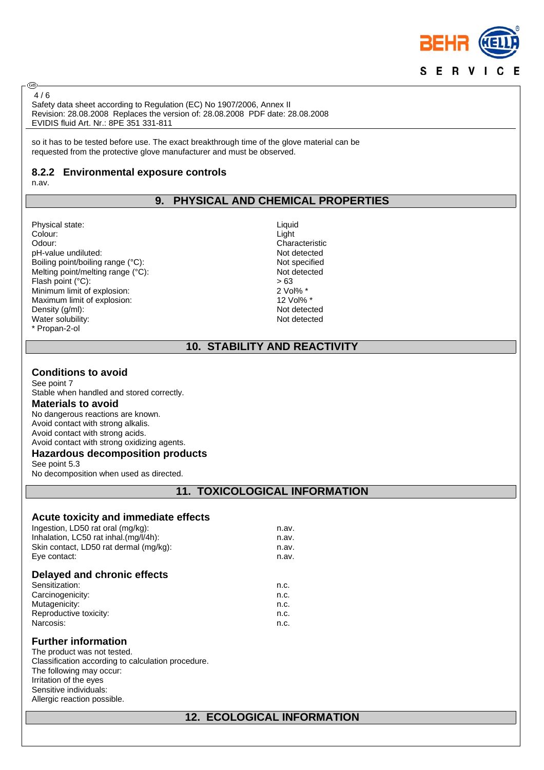so it has to be tested before use. The exact breakthrough time of the glove material can be requested from the protective glove manufacturer and must be observed.

### 8.2.2 Environmental exposure controls

n.av.

## 9. PHYSICAL AND CHEMICAL PROPERTIES

| | |
|---|---|
| Physical state: | Liquid |
| Colour: | Light |
| Odour: | Characteristic |
| pH-value undiluted: | Not detected |
| Boiling point/boiling range (°C): | Not specified |
| Melting point/melting range (°C): | Not detected |
| Flash point (°C): | > 63 |
| Minimum limit of explosion: | 2 Vol% * |
| Maximum limit of explosion: | 12 Vol% * |
| Density (g/ml): | Not detected |
| Water solubility: | Not detected |

* Propan-2-ol

## 10. STABILITY AND REACTIVITY

### Conditions to avoid

See point 7

Stable when handled and stored correctly.

### Materials to avoid

No dangerous reactions are known.

Avoid contact with strong alkalis.

Avoid contact with strong acids.

Avoid contact with strong oxidizing agents.

### Hazardous decomposition products

See point 5.3

No decomposition when used as directed.

## 11. TOXICOLOGICAL INFORMATION

### Acute toxicity and immediate effects

| | |
|---|---|
| Ingestion, LD50 rat oral (mg/kg): | n.av. |
| Inhalation, LC50 rat inhal.(mg/l/4h): | n.av. |
| Skin contact, LD50 rat dermal (mg/kg): | n.av. |
| Eye contact: | n.av. |

### Delayed and chronic effects

| | |
|---|---|
| Sensitization: | n.c. |
| Carcinogenicity: | n.c. |
| Mutagenicity: | n.c. |
| Reproductive toxicity: | n.c. |
| Narcosis: | n.c. |

### Further information

The product was not tested.

Classification according to calculation procedure.

The following may occur:

Irritation of the eyes

Sensitive individuals:

Allergic reaction possible.

## 12. ECOLOGICAL INFORMATION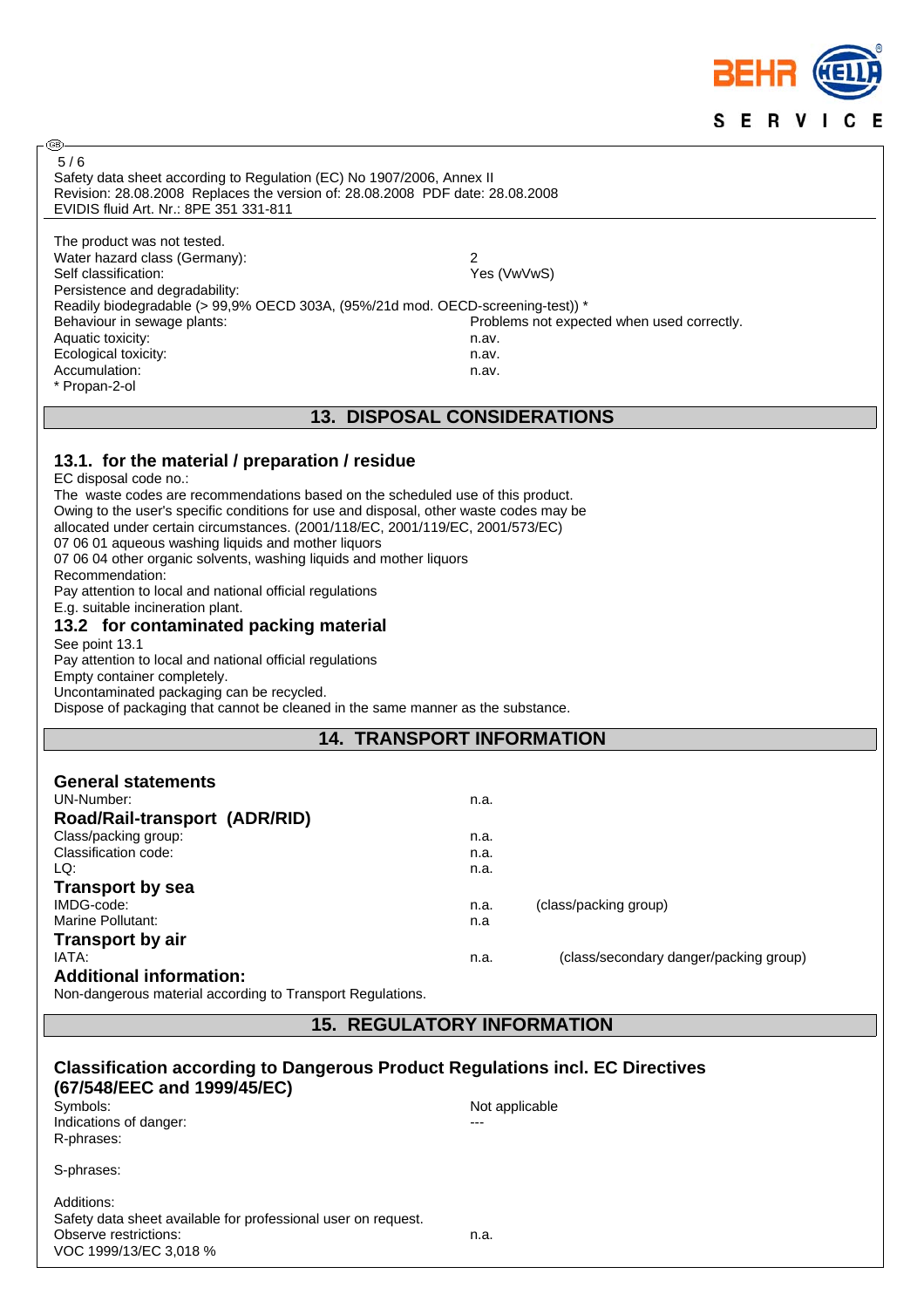The product was not tested.

| | |
|---|---|
| Water hazard class (Germany): | 2 |
| Self classification: | Yes (VwVwS) |

Persistence and degradability:

Readily biodegradable (> 99,9% OECD 303A, (95%/21d mod. OECD-screening-test)) *

| | |
|---|---|
| Behaviour in sewage plants: | Problems not expected when used correctly. |
| Aquatic toxicity: | n.av. |
| Ecological toxicity: | n.av. |
| Accumulation: | n.av. |

* Propan-2-ol

## 13. DISPOSAL CONSIDERATIONS

### 13.1. for the material / preparation / residue

EC disposal code no.:

The waste codes are recommendations based on the scheduled use of this product.
Owing to the user's specific conditions for use and disposal, other waste codes may be allocated under certain circumstances. (2001/118/EC, 2001/119/EC, 2001/573/EC)

07 06 01 aqueous washing liquids and mother liquors

07 06 04 other organic solvents, washing liquids and mother liquors

Recommendation:

Pay attention to local and national official regulations

E.g. suitable incineration plant.

### 13.2 for contaminated packing material

See point 13.1

Pay attention to local and national official regulations

Empty container completely.

Uncontaminated packaging can be recycled.

Dispose of packaging that cannot be cleaned in the same manner as the substance.

## 14. TRANSPORT INFORMATION

### General statements

| | | |
|---|---|---|
| UN-Number: | n.a. | |

### Road/Rail-transport (ADR/RID)

| | | |
|---|---|---|
| Class/packing group: | n.a. | |
| Classification code: | n.a. | |
| LQ: | n.a. | |

### Transport by sea

| | | |
|---|---|---|
| IMDG-code: | n.a. | (class/packing group) |
| Marine Pollutant: | n.a | |

### Transport by air

| | | |
|---|---|---|
| IATA: | n.a. | (class/secondary danger/packing group) |

### Additional information:

Non-dangerous material according to Transport Regulations.

## 15. REGULATORY INFORMATION

### Classification according to Dangerous Product Regulations incl. EC Directives (67/548/EEC and 1999/45/EC)

| | |
|---|---|
| Symbols: | Not applicable |
| Indications of danger: | --- |
| R-phrases: | |
| S-phrases: | |

Additions:

Safety data sheet available for professional user on request.

| | |
|---|---|
| Observe restrictions: | n.a. |

VOC 1999/13/EC 3,018 %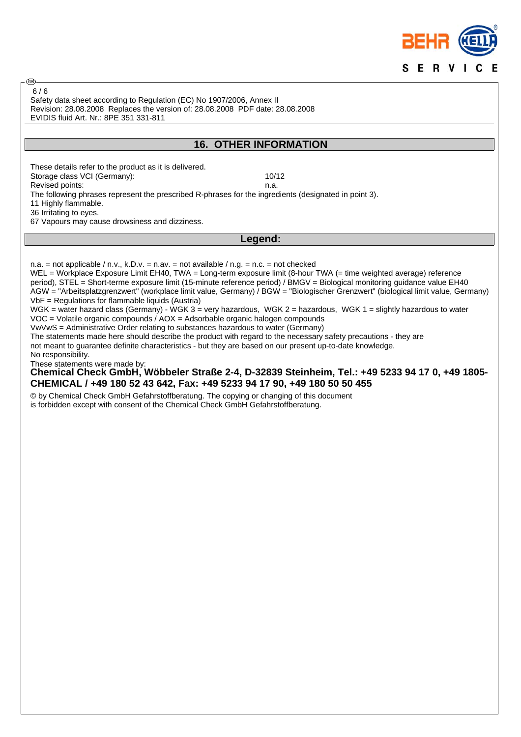## 16. OTHER INFORMATION

These details refer to the product as it is delivered.

Storage class VCI (Germany): 10/12

Revised points: n.a.

The following phrases represent the prescribed R-phrases for the ingredients (designated in point 3).

11 Highly flammable.

36 Irritating to eyes.

67 Vapours may cause drowsiness and dizziness.

## Legend:

n.a. = not applicable / n.v., k.D.v. = n.av. = not available / n.g. = n.c. = not checked

WEL = Workplace Exposure Limit EH40, TWA = Long-term exposure limit (8-hour TWA (= time weighted average) reference period), STEL = Short-terme exposure limit (15-minute reference period) / BMGV = Biological monitoring guidance value EH40

AGW = "Arbeitsplatzgrenzwert" (workplace limit value, Germany) / BGW = "Biologischer Grenzwert" (biological limit value, Germany)

VbF = Regulations for flammable liquids (Austria)

WGK = water hazard class (Germany) - WGK 3 = very hazardous, WGK 2 = hazardous, WGK 1 = slightly hazardous to water

VOC = Volatile organic compounds / AOX = Adsorbable organic halogen compounds

VwVwS = Administrative Order relating to substances hazardous to water (Germany)

The statements made here should describe the product with regard to the necessary safety precautions - they are not meant to guarantee definite characteristics - but they are based on our present up-to-date knowledge.

No responsibility.

These statements were made by:

**Chemical Check GmbH, Wöbbeler Straße 2-4, D-32839 Steinheim, Tel.: +49 5233 94 17 0, +49 1805-CHEMICAL / +49 180 52 43 642, Fax: +49 5233 94 17 90, +49 180 50 50 455**

© by Chemical Check GmbH Gefahrstoffberatung. The copying or changing of this document is forbidden except with consent of the Chemical Check GmbH Gefahrstoffberatung.